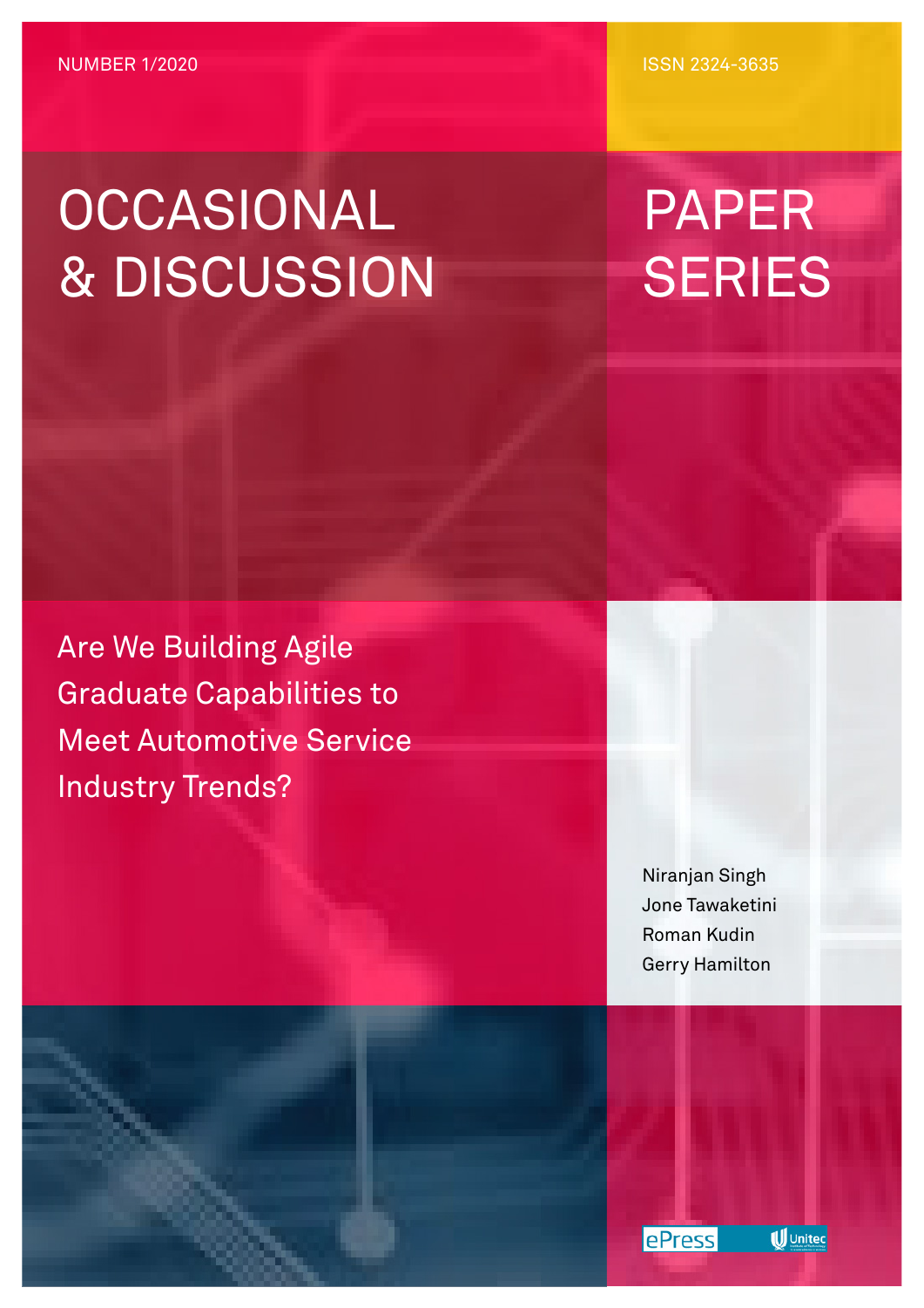NUMBER 1/2020

ISSN 2324-3635

# OCCASIONAL & DISCUSSION PAPER SERIES

## Are We Building Agile Graduate Capabilities to Meet Automotive Service Industry Trends?

Niranjan Singh
Jone Tawaketini
Roman Kudin
Gerry Hamilton

ePress Unitec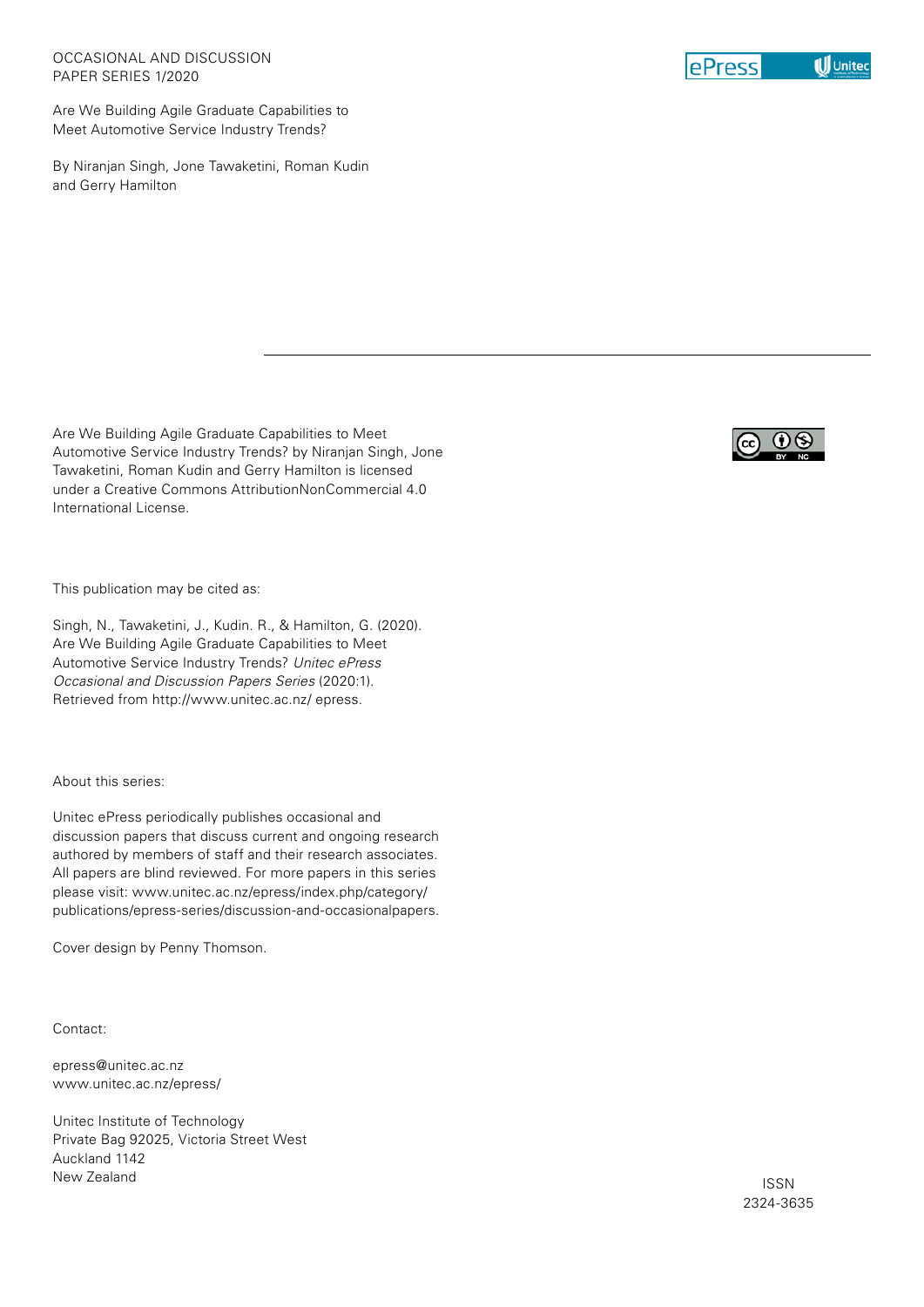OCCASIONAL AND DISCUSSION PAPER SERIES 1/2020

Are We Building Agile Graduate Capabilities to Meet Automotive Service Industry Trends?

By Niranjan Singh, Jone Tawaketini, Roman Kudin and Gerry Hamilton

---

Are We Building Agile Graduate Capabilities to Meet Automotive Service Industry Trends? by Niranjan Singh, Jone Tawaketini, Roman Kudin and Gerry Hamilton is licensed under a Creative Commons AttributionNonCommercial 4.0 International License.

This publication may be cited as:

Singh, N., Tawaketini, J., Kudin. R., & Hamilton, G. (2020). Are We Building Agile Graduate Capabilities to Meet Automotive Service Industry Trends? *Unitec ePress Occasional and Discussion Papers Series* (2020:1). Retrieved from http://www.unitec.ac.nz/ epress.

About this series:

Unitec ePress periodically publishes occasional and discussion papers that discuss current and ongoing research authored by members of staff and their research associates. All papers are blind reviewed. For more papers in this series please visit: www.unitec.ac.nz/epress/index.php/category/publications/epress-series/discussion-and-occasionalpapers.

Cover design by Penny Thomson.

Contact:

epress@unitec.ac.nz
www.unitec.ac.nz/epress/

Unitec Institute of Technology
Private Bag 92025, Victoria Street West
Auckland 1142
New Zealand

ISSN 2324-3635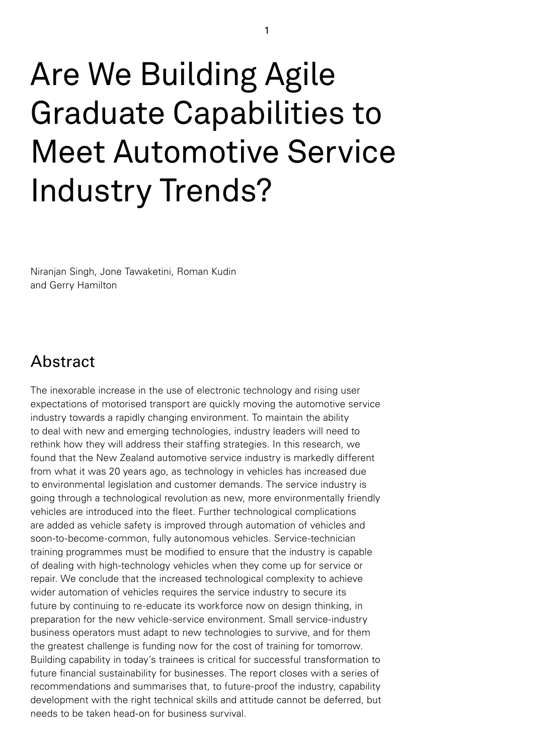# Are We Building Agile Graduate Capabilities to Meet Automotive Service Industry Trends?

Niranjan Singh, Jone Tawaketini, Roman Kudin and Gerry Hamilton

## Abstract

The inexorable increase in the use of electronic technology and rising user expectations of motorised transport are quickly moving the automotive service industry towards a rapidly changing environment. To maintain the ability to deal with new and emerging technologies, industry leaders will need to rethink how they will address their staffing strategies. In this research, we found that the New Zealand automotive service industry is markedly different from what it was 20 years ago, as technology in vehicles has increased due to environmental legislation and customer demands. The service industry is going through a technological revolution as new, more environmentally friendly vehicles are introduced into the fleet. Further technological complications are added as vehicle safety is improved through automation of vehicles and soon-to-become-common, fully autonomous vehicles. Service-technician training programmes must be modified to ensure that the industry is capable of dealing with high-technology vehicles when they come up for service or repair. We conclude that the increased technological complexity to achieve wider automation of vehicles requires the service industry to secure its future by continuing to re-educate its workforce now on design thinking, in preparation for the new vehicle-service environment. Small service-industry business operators must adapt to new technologies to survive, and for them the greatest challenge is funding now for the cost of training for tomorrow. Building capability in today's trainees is critical for successful transformation to future financial sustainability for businesses. The report closes with a series of recommendations and summarises that, to future-proof the industry, capability development with the right technical skills and attitude cannot be deferred, but needs to be taken head-on for business survival.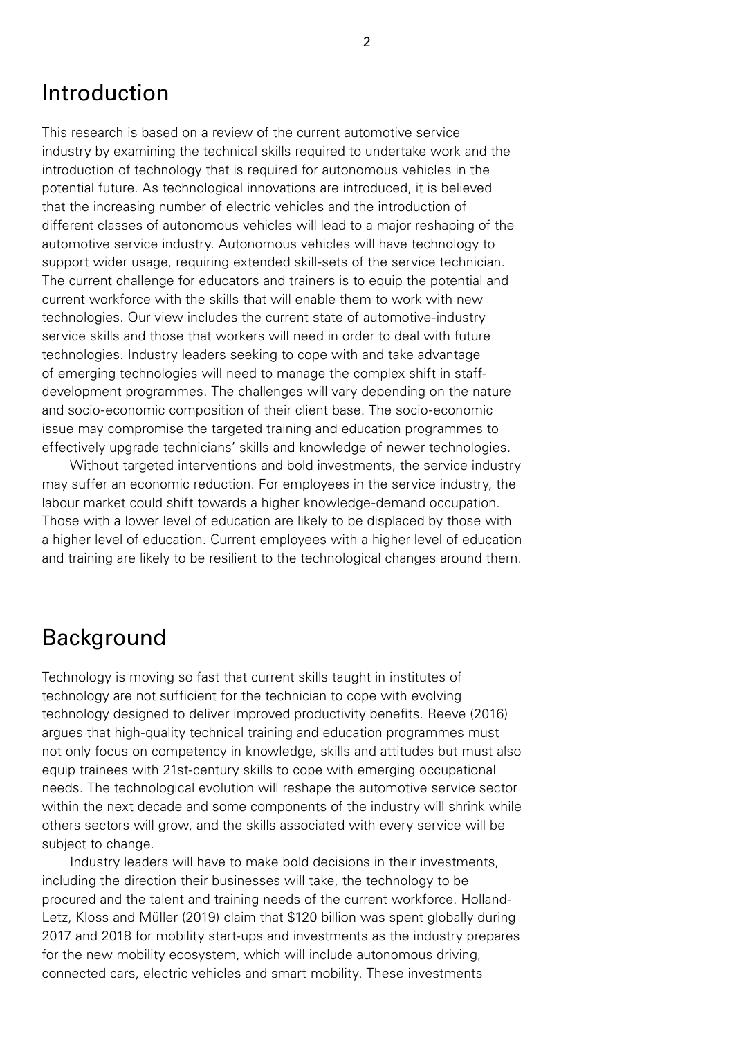## Introduction

This research is based on a review of the current automotive service industry by examining the technical skills required to undertake work and the introduction of technology that is required for autonomous vehicles in the potential future. As technological innovations are introduced, it is believed that the increasing number of electric vehicles and the introduction of different classes of autonomous vehicles will lead to a major reshaping of the automotive service industry. Autonomous vehicles will have technology to support wider usage, requiring extended skill-sets of the service technician. The current challenge for educators and trainers is to equip the potential and current workforce with the skills that will enable them to work with new technologies. Our view includes the current state of automotive-industry service skills and those that workers will need in order to deal with future technologies. Industry leaders seeking to cope with and take advantage of emerging technologies will need to manage the complex shift in staff-development programmes. The challenges will vary depending on the nature and socio-economic composition of their client base. The socio-economic issue may compromise the targeted training and education programmes to effectively upgrade technicians' skills and knowledge of newer technologies.

Without targeted interventions and bold investments, the service industry may suffer an economic reduction. For employees in the service industry, the labour market could shift towards a higher knowledge-demand occupation. Those with a lower level of education are likely to be displaced by those with a higher level of education. Current employees with a higher level of education and training are likely to be resilient to the technological changes around them.

## Background

Technology is moving so fast that current skills taught in institutes of technology are not sufficient for the technician to cope with evolving technology designed to deliver improved productivity benefits. Reeve (2016) argues that high-quality technical training and education programmes must not only focus on competency in knowledge, skills and attitudes but must also equip trainees with 21st-century skills to cope with emerging occupational needs. The technological evolution will reshape the automotive service sector within the next decade and some components of the industry will shrink while others sectors will grow, and the skills associated with every service will be subject to change.

Industry leaders will have to make bold decisions in their investments, including the direction their businesses will take, the technology to be procured and the talent and training needs of the current workforce. Holland-Letz, Kloss and Müller (2019) claim that $120 billion was spent globally during 2017 and 2018 for mobility start-ups and investments as the industry prepares for the new mobility ecosystem, which will include autonomous driving, connected cars, electric vehicles and smart mobility. These investments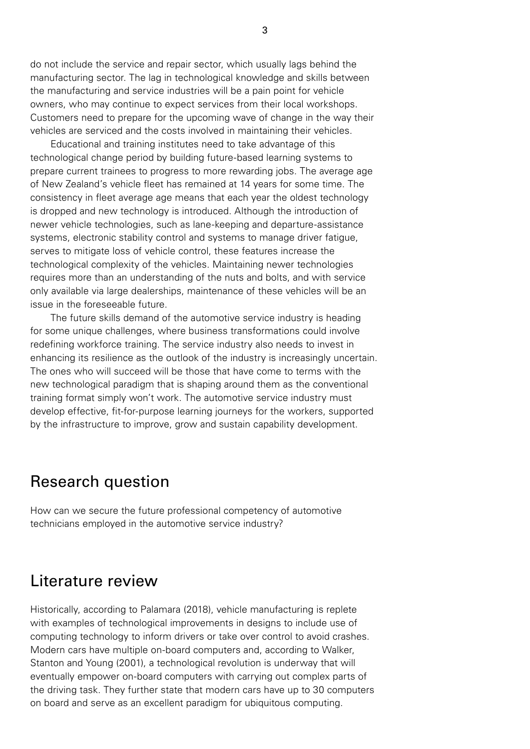do not include the service and repair sector, which usually lags behind the manufacturing sector. The lag in technological knowledge and skills between the manufacturing and service industries will be a pain point for vehicle owners, who may continue to expect services from their local workshops. Customers need to prepare for the upcoming wave of change in the way their vehicles are serviced and the costs involved in maintaining their vehicles.

Educational and training institutes need to take advantage of this technological change period by building future-based learning systems to prepare current trainees to progress to more rewarding jobs. The average age of New Zealand's vehicle fleet has remained at 14 years for some time. The consistency in fleet average age means that each year the oldest technology is dropped and new technology is introduced. Although the introduction of newer vehicle technologies, such as lane-keeping and departure-assistance systems, electronic stability control and systems to manage driver fatigue, serves to mitigate loss of vehicle control, these features increase the technological complexity of the vehicles. Maintaining newer technologies requires more than an understanding of the nuts and bolts, and with service only available via large dealerships, maintenance of these vehicles will be an issue in the foreseeable future.

The future skills demand of the automotive service industry is heading for some unique challenges, where business transformations could involve redefining workforce training. The service industry also needs to invest in enhancing its resilience as the outlook of the industry is increasingly uncertain. The ones who will succeed will be those that have come to terms with the new technological paradigm that is shaping around them as the conventional training format simply won't work. The automotive service industry must develop effective, fit-for-purpose learning journeys for the workers, supported by the infrastructure to improve, grow and sustain capability development.

## Research question

How can we secure the future professional competency of automotive technicians employed in the automotive service industry?

## Literature review

Historically, according to Palamara (2018), vehicle manufacturing is replete with examples of technological improvements in designs to include use of computing technology to inform drivers or take over control to avoid crashes. Modern cars have multiple on-board computers and, according to Walker, Stanton and Young (2001), a technological revolution is underway that will eventually empower on-board computers with carrying out complex parts of the driving task. They further state that modern cars have up to 30 computers on board and serve as an excellent paradigm for ubiquitous computing.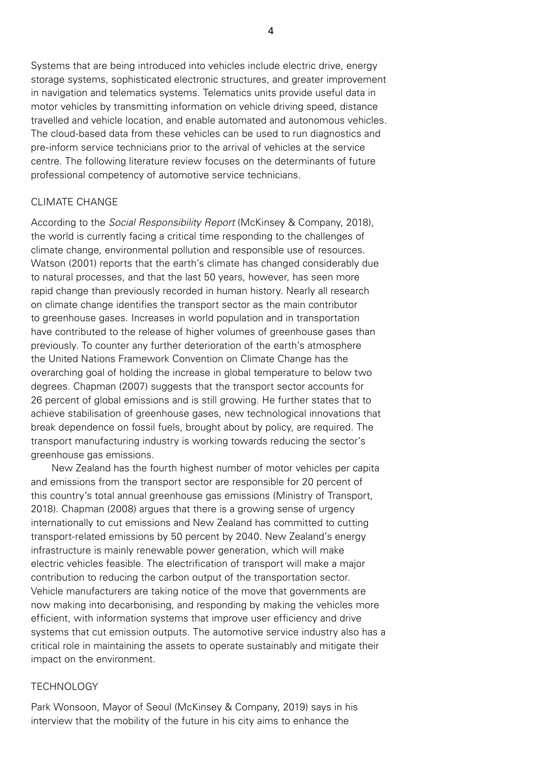Systems that are being introduced into vehicles include electric drive, energy storage systems, sophisticated electronic structures, and greater improvement in navigation and telematics systems. Telematics units provide useful data in motor vehicles by transmitting information on vehicle driving speed, distance travelled and vehicle location, and enable automated and autonomous vehicles. The cloud-based data from these vehicles can be used to run diagnostics and pre-inform service technicians prior to the arrival of vehicles at the service centre. The following literature review focuses on the determinants of future professional competency of automotive service technicians.

## CLIMATE CHANGE

According to the *Social Responsibility Report* (McKinsey & Company, 2018), the world is currently facing a critical time responding to the challenges of climate change, environmental pollution and responsible use of resources. Watson (2001) reports that the earth's climate has changed considerably due to natural processes, and that the last 50 years, however, has seen more rapid change than previously recorded in human history. Nearly all research on climate change identifies the transport sector as the main contributor to greenhouse gases. Increases in world population and in transportation have contributed to the release of higher volumes of greenhouse gases than previously. To counter any further deterioration of the earth's atmosphere the United Nations Framework Convention on Climate Change has the overarching goal of holding the increase in global temperature to below two degrees. Chapman (2007) suggests that the transport sector accounts for 26 percent of global emissions and is still growing. He further states that to achieve stabilisation of greenhouse gases, new technological innovations that break dependence on fossil fuels, brought about by policy, are required. The transport manufacturing industry is working towards reducing the sector's greenhouse gas emissions.

New Zealand has the fourth highest number of motor vehicles per capita and emissions from the transport sector are responsible for 20 percent of this country's total annual greenhouse gas emissions (Ministry of Transport, 2018). Chapman (2008) argues that there is a growing sense of urgency internationally to cut emissions and New Zealand has committed to cutting transport-related emissions by 50 percent by 2040. New Zealand's energy infrastructure is mainly renewable power generation, which will make electric vehicles feasible. The electrification of transport will make a major contribution to reducing the carbon output of the transportation sector. Vehicle manufacturers are taking notice of the move that governments are now making into decarbonising, and responding by making the vehicles more efficient, with information systems that improve user efficiency and drive systems that cut emission outputs. The automotive service industry also has a critical role in maintaining the assets to operate sustainably and mitigate their impact on the environment.

## TECHNOLOGY

Park Wonsoon, Mayor of Seoul (McKinsey & Company, 2019) says in his interview that the mobility of the future in his city aims to enhance the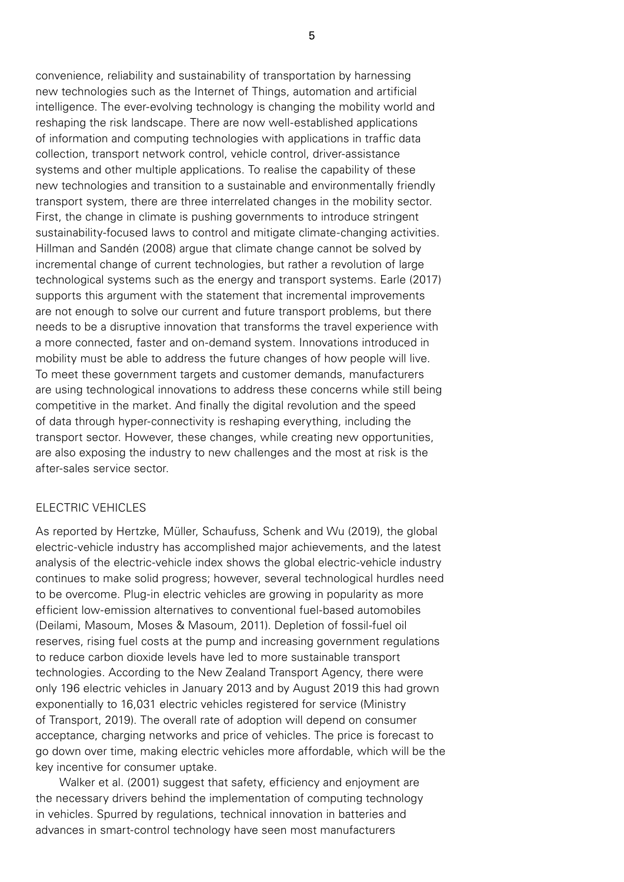convenience, reliability and sustainability of transportation by harnessing new technologies such as the Internet of Things, automation and artificial intelligence. The ever-evolving technology is changing the mobility world and reshaping the risk landscape. There are now well-established applications of information and computing technologies with applications in traffic data collection, transport network control, vehicle control, driver-assistance systems and other multiple applications. To realise the capability of these new technologies and transition to a sustainable and environmentally friendly transport system, there are three interrelated changes in the mobility sector. First, the change in climate is pushing governments to introduce stringent sustainability-focused laws to control and mitigate climate-changing activities. Hillman and Sandén (2008) argue that climate change cannot be solved by incremental change of current technologies, but rather a revolution of large technological systems such as the energy and transport systems. Earle (2017) supports this argument with the statement that incremental improvements are not enough to solve our current and future transport problems, but there needs to be a disruptive innovation that transforms the travel experience with a more connected, faster and on-demand system. Innovations introduced in mobility must be able to address the future changes of how people will live. To meet these government targets and customer demands, manufacturers are using technological innovations to address these concerns while still being competitive in the market. And finally the digital revolution and the speed of data through hyper-connectivity is reshaping everything, including the transport sector. However, these changes, while creating new opportunities, are also exposing the industry to new challenges and the most at risk is the after-sales service sector.

## ELECTRIC VEHICLES

As reported by Hertzke, Müller, Schaufuss, Schenk and Wu (2019), the global electric-vehicle industry has accomplished major achievements, and the latest analysis of the electric-vehicle index shows the global electric-vehicle industry continues to make solid progress; however, several technological hurdles need to be overcome. Plug-in electric vehicles are growing in popularity as more efficient low-emission alternatives to conventional fuel-based automobiles (Deilami, Masoum, Moses & Masoum, 2011). Depletion of fossil-fuel oil reserves, rising fuel costs at the pump and increasing government regulations to reduce carbon dioxide levels have led to more sustainable transport technologies. According to the New Zealand Transport Agency, there were only 196 electric vehicles in January 2013 and by August 2019 this had grown exponentially to 16,031 electric vehicles registered for service (Ministry of Transport, 2019). The overall rate of adoption will depend on consumer acceptance, charging networks and price of vehicles. The price is forecast to go down over time, making electric vehicles more affordable, which will be the key incentive for consumer uptake.

Walker et al. (2001) suggest that safety, efficiency and enjoyment are the necessary drivers behind the implementation of computing technology in vehicles. Spurred by regulations, technical innovation in batteries and advances in smart-control technology have seen most manufacturers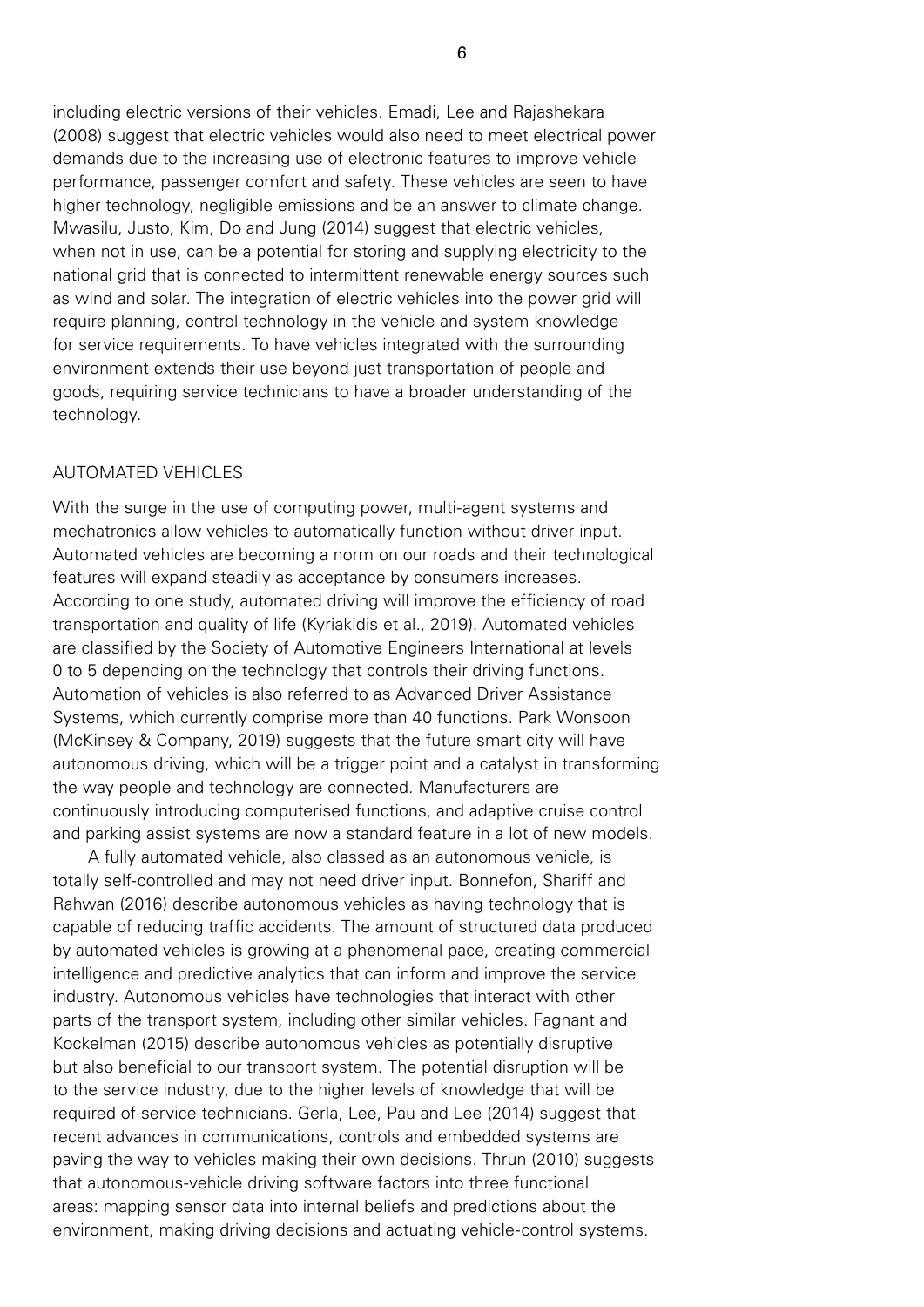including electric versions of their vehicles. Emadi, Lee and Rajashekara (2008) suggest that electric vehicles would also need to meet electrical power demands due to the increasing use of electronic features to improve vehicle performance, passenger comfort and safety. These vehicles are seen to have higher technology, negligible emissions and be an answer to climate change. Mwasilu, Justo, Kim, Do and Jung (2014) suggest that electric vehicles, when not in use, can be a potential for storing and supplying electricity to the national grid that is connected to intermittent renewable energy sources such as wind and solar. The integration of electric vehicles into the power grid will require planning, control technology in the vehicle and system knowledge for service requirements. To have vehicles integrated with the surrounding environment extends their use beyond just transportation of people and goods, requiring service technicians to have a broader understanding of the technology.

## AUTOMATED VEHICLES

With the surge in the use of computing power, multi-agent systems and mechatronics allow vehicles to automatically function without driver input. Automated vehicles are becoming a norm on our roads and their technological features will expand steadily as acceptance by consumers increases. According to one study, automated driving will improve the efficiency of road transportation and quality of life (Kyriakidis et al., 2019). Automated vehicles are classified by the Society of Automotive Engineers International at levels 0 to 5 depending on the technology that controls their driving functions. Automation of vehicles is also referred to as Advanced Driver Assistance Systems, which currently comprise more than 40 functions. Park Wonsoon (McKinsey & Company, 2019) suggests that the future smart city will have autonomous driving, which will be a trigger point and a catalyst in transforming the way people and technology are connected. Manufacturers are continuously introducing computerised functions, and adaptive cruise control and parking assist systems are now a standard feature in a lot of new models.

A fully automated vehicle, also classed as an autonomous vehicle, is totally self-controlled and may not need driver input. Bonnefon, Shariff and Rahwan (2016) describe autonomous vehicles as having technology that is capable of reducing traffic accidents. The amount of structured data produced by automated vehicles is growing at a phenomenal pace, creating commercial intelligence and predictive analytics that can inform and improve the service industry. Autonomous vehicles have technologies that interact with other parts of the transport system, including other similar vehicles. Fagnant and Kockelman (2015) describe autonomous vehicles as potentially disruptive but also beneficial to our transport system. The potential disruption will be to the service industry, due to the higher levels of knowledge that will be required of service technicians. Gerla, Lee, Pau and Lee (2014) suggest that recent advances in communications, controls and embedded systems are paving the way to vehicles making their own decisions. Thrun (2010) suggests that autonomous-vehicle driving software factors into three functional areas: mapping sensor data into internal beliefs and predictions about the environment, making driving decisions and actuating vehicle-control systems.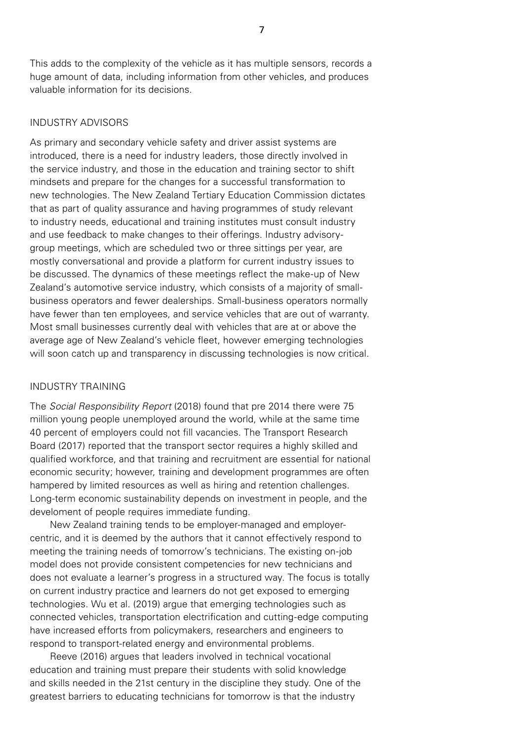This adds to the complexity of the vehicle as it has multiple sensors, records a huge amount of data, including information from other vehicles, and produces valuable information for its decisions.

## INDUSTRY ADVISORS

As primary and secondary vehicle safety and driver assist systems are introduced, there is a need for industry leaders, those directly involved in the service industry, and those in the education and training sector to shift mindsets and prepare for the changes for a successful transformation to new technologies. The New Zealand Tertiary Education Commission dictates that as part of quality assurance and having programmes of study relevant to industry needs, educational and training institutes must consult industry and use feedback to make changes to their offerings. Industry advisory-group meetings, which are scheduled two or three sittings per year, are mostly conversational and provide a platform for current industry issues to be discussed. The dynamics of these meetings reflect the make-up of New Zealand's automotive service industry, which consists of a majority of small-business operators and fewer dealerships. Small-business operators normally have fewer than ten employees, and service vehicles that are out of warranty. Most small businesses currently deal with vehicles that are at or above the average age of New Zealand's vehicle fleet, however emerging technologies will soon catch up and transparency in discussing technologies is now critical.

## INDUSTRY TRAINING

The *Social Responsibility Report* (2018) found that pre 2014 there were 75 million young people unemployed around the world, while at the same time 40 percent of employers could not fill vacancies. The Transport Research Board (2017) reported that the transport sector requires a highly skilled and qualified workforce, and that training and recruitment are essential for national economic security; however, training and development programmes are often hampered by limited resources as well as hiring and retention challenges. Long-term economic sustainability depends on investment in people, and the develoment of people requires immediate funding.

New Zealand training tends to be employer-managed and employer-centric, and it is deemed by the authors that it cannot effectively respond to meeting the training needs of tomorrow's technicians. The existing on-job model does not provide consistent competencies for new technicians and does not evaluate a learner's progress in a structured way. The focus is totally on current industry practice and learners do not get exposed to emerging technologies. Wu et al. (2019) argue that emerging technologies such as connected vehicles, transportation electrification and cutting-edge computing have increased efforts from policymakers, researchers and engineers to respond to transport-related energy and environmental problems.

Reeve (2016) argues that leaders involved in technical vocational education and training must prepare their students with solid knowledge and skills needed in the 21st century in the discipline they study. One of the greatest barriers to educating technicians for tomorrow is that the industry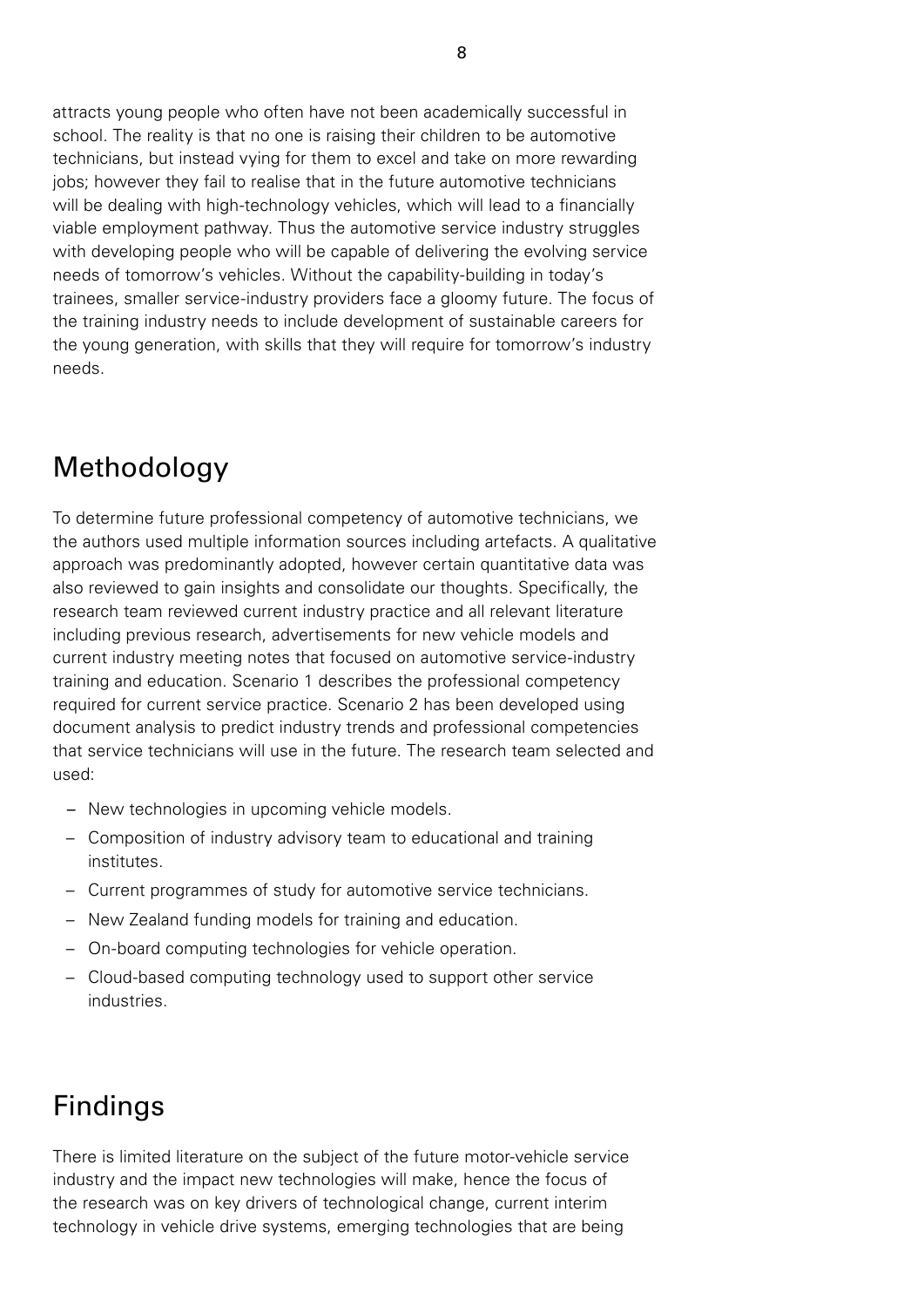attracts young people who often have not been academically successful in school. The reality is that no one is raising their children to be automotive technicians, but instead vying for them to excel and take on more rewarding jobs; however they fail to realise that in the future automotive technicians will be dealing with high-technology vehicles, which will lead to a financially viable employment pathway. Thus the automotive service industry struggles with developing people who will be capable of delivering the evolving service needs of tomorrow's vehicles. Without the capability-building in today's trainees, smaller service-industry providers face a gloomy future. The focus of the training industry needs to include development of sustainable careers for the young generation, with skills that they will require for tomorrow's industry needs.

## Methodology

To determine future professional competency of automotive technicians, we the authors used multiple information sources including artefacts. A qualitative approach was predominantly adopted, however certain quantitative data was also reviewed to gain insights and consolidate our thoughts. Specifically, the research team reviewed current industry practice and all relevant literature including previous research, advertisements for new vehicle models and current industry meeting notes that focused on automotive service-industry training and education. Scenario 1 describes the professional competency required for current service practice. Scenario 2 has been developed using document analysis to predict industry trends and professional competencies that service technicians will use in the future. The research team selected and used:

- New technologies in upcoming vehicle models.
- Composition of industry advisory team to educational and training institutes.
- Current programmes of study for automotive service technicians.
- New Zealand funding models for training and education.
- On-board computing technologies for vehicle operation.
- Cloud-based computing technology used to support other service industries.

## Findings

There is limited literature on the subject of the future motor-vehicle service industry and the impact new technologies will make, hence the focus of the research was on key drivers of technological change, current interim technology in vehicle drive systems, emerging technologies that are being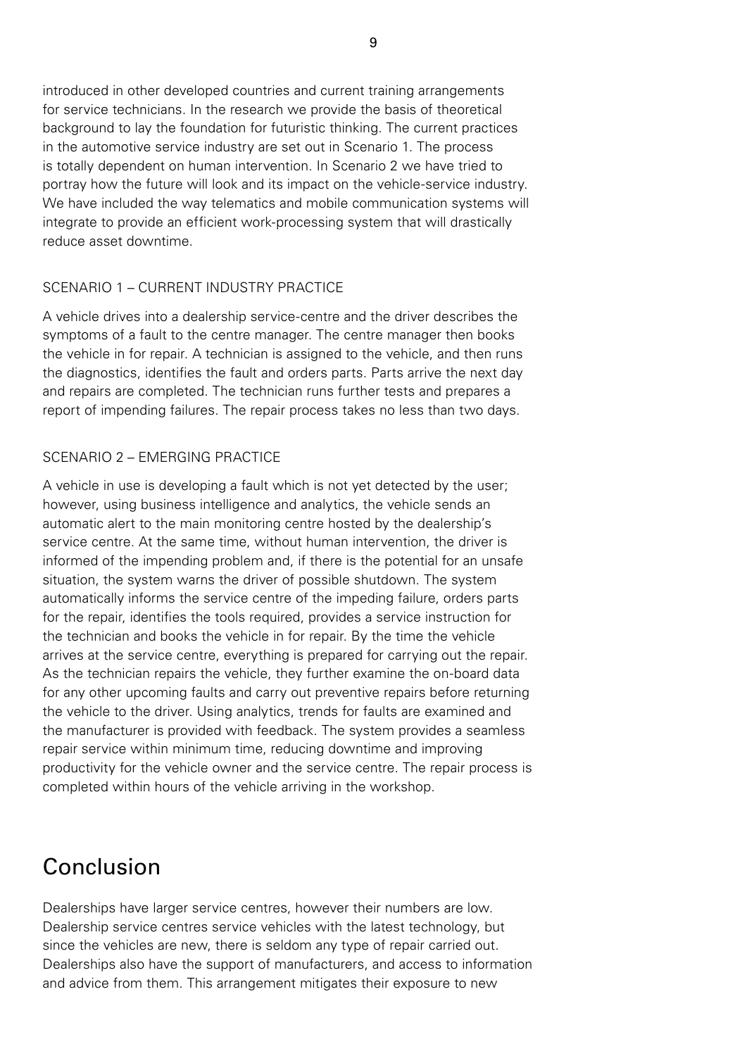introduced in other developed countries and current training arrangements for service technicians. In the research we provide the basis of theoretical background to lay the foundation for futuristic thinking. The current practices in the automotive service industry are set out in Scenario 1. The process is totally dependent on human intervention. In Scenario 2 we have tried to portray how the future will look and its impact on the vehicle-service industry. We have included the way telematics and mobile communication systems will integrate to provide an efficient work-processing system that will drastically reduce asset downtime.

### SCENARIO 1 – CURRENT INDUSTRY PRACTICE

A vehicle drives into a dealership service-centre and the driver describes the symptoms of a fault to the centre manager. The centre manager then books the vehicle in for repair. A technician is assigned to the vehicle, and then runs the diagnostics, identifies the fault and orders parts. Parts arrive the next day and repairs are completed. The technician runs further tests and prepares a report of impending failures. The repair process takes no less than two days.

### SCENARIO 2 – EMERGING PRACTICE

A vehicle in use is developing a fault which is not yet detected by the user; however, using business intelligence and analytics, the vehicle sends an automatic alert to the main monitoring centre hosted by the dealership's service centre. At the same time, without human intervention, the driver is informed of the impending problem and, if there is the potential for an unsafe situation, the system warns the driver of possible shutdown. The system automatically informs the service centre of the impeding failure, orders parts for the repair, identifies the tools required, provides a service instruction for the technician and books the vehicle in for repair. By the time the vehicle arrives at the service centre, everything is prepared for carrying out the repair. As the technician repairs the vehicle, they further examine the on-board data for any other upcoming faults and carry out preventive repairs before returning the vehicle to the driver. Using analytics, trends for faults are examined and the manufacturer is provided with feedback. The system provides a seamless repair service within minimum time, reducing downtime and improving productivity for the vehicle owner and the service centre. The repair process is completed within hours of the vehicle arriving in the workshop.

## Conclusion

Dealerships have larger service centres, however their numbers are low. Dealership service centres service vehicles with the latest technology, but since the vehicles are new, there is seldom any type of repair carried out. Dealerships also have the support of manufacturers, and access to information and advice from them. This arrangement mitigates their exposure to new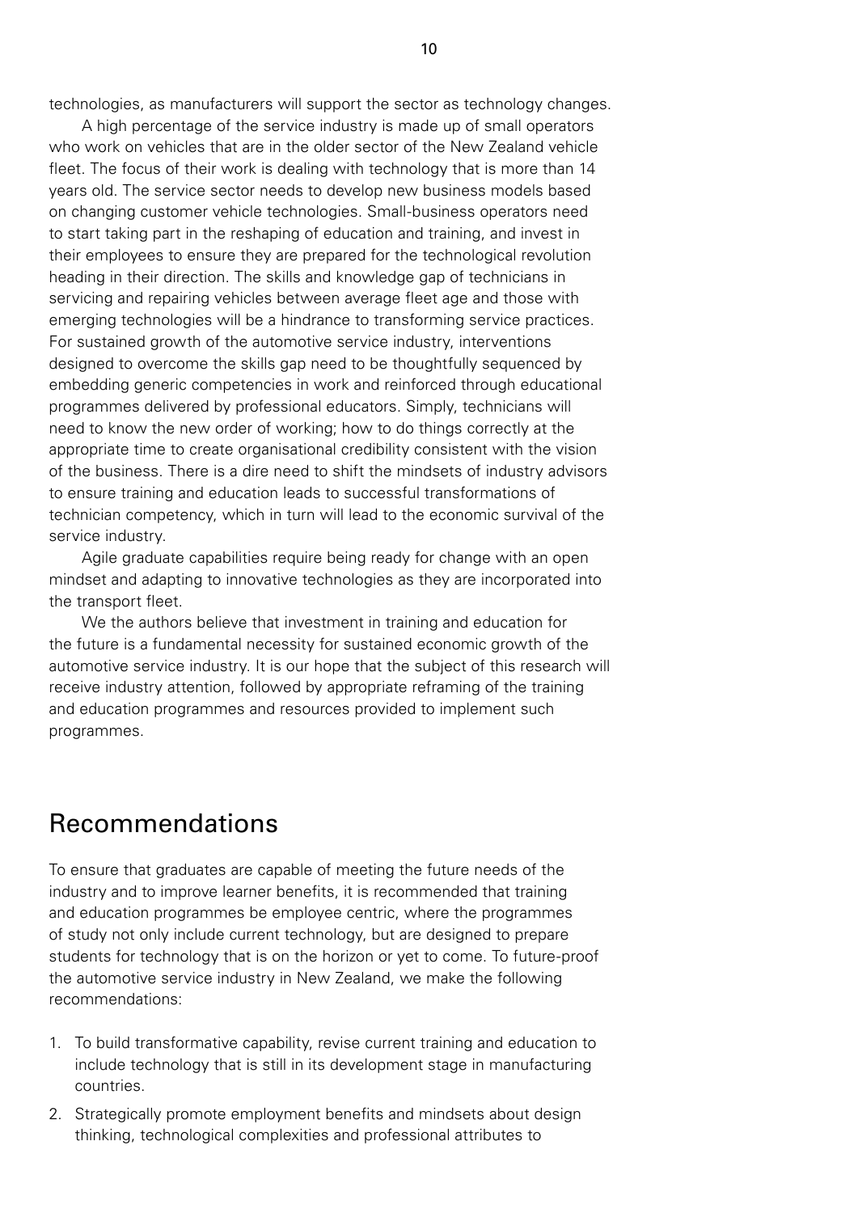technologies, as manufacturers will support the sector as technology changes.

A high percentage of the service industry is made up of small operators who work on vehicles that are in the older sector of the New Zealand vehicle fleet. The focus of their work is dealing with technology that is more than 14 years old. The service sector needs to develop new business models based on changing customer vehicle technologies. Small-business operators need to start taking part in the reshaping of education and training, and invest in their employees to ensure they are prepared for the technological revolution heading in their direction. The skills and knowledge gap of technicians in servicing and repairing vehicles between average fleet age and those with emerging technologies will be a hindrance to transforming service practices. For sustained growth of the automotive service industry, interventions designed to overcome the skills gap need to be thoughtfully sequenced by embedding generic competencies in work and reinforced through educational programmes delivered by professional educators. Simply, technicians will need to know the new order of working; how to do things correctly at the appropriate time to create organisational credibility consistent with the vision of the business. There is a dire need to shift the mindsets of industry advisors to ensure training and education leads to successful transformations of technician competency, which in turn will lead to the economic survival of the service industry.

Agile graduate capabilities require being ready for change with an open mindset and adapting to innovative technologies as they are incorporated into the transport fleet.

We the authors believe that investment in training and education for the future is a fundamental necessity for sustained economic growth of the automotive service industry. It is our hope that the subject of this research will receive industry attention, followed by appropriate reframing of the training and education programmes and resources provided to implement such programmes.

## Recommendations

To ensure that graduates are capable of meeting the future needs of the industry and to improve learner benefits, it is recommended that training and education programmes be employee centric, where the programmes of study not only include current technology, but are designed to prepare students for technology that is on the horizon or yet to come. To future-proof the automotive service industry in New Zealand, we make the following recommendations:

1. To build transformative capability, revise current training and education to include technology that is still in its development stage in manufacturing countries.
2. Strategically promote employment benefits and mindsets about design thinking, technological complexities and professional attributes to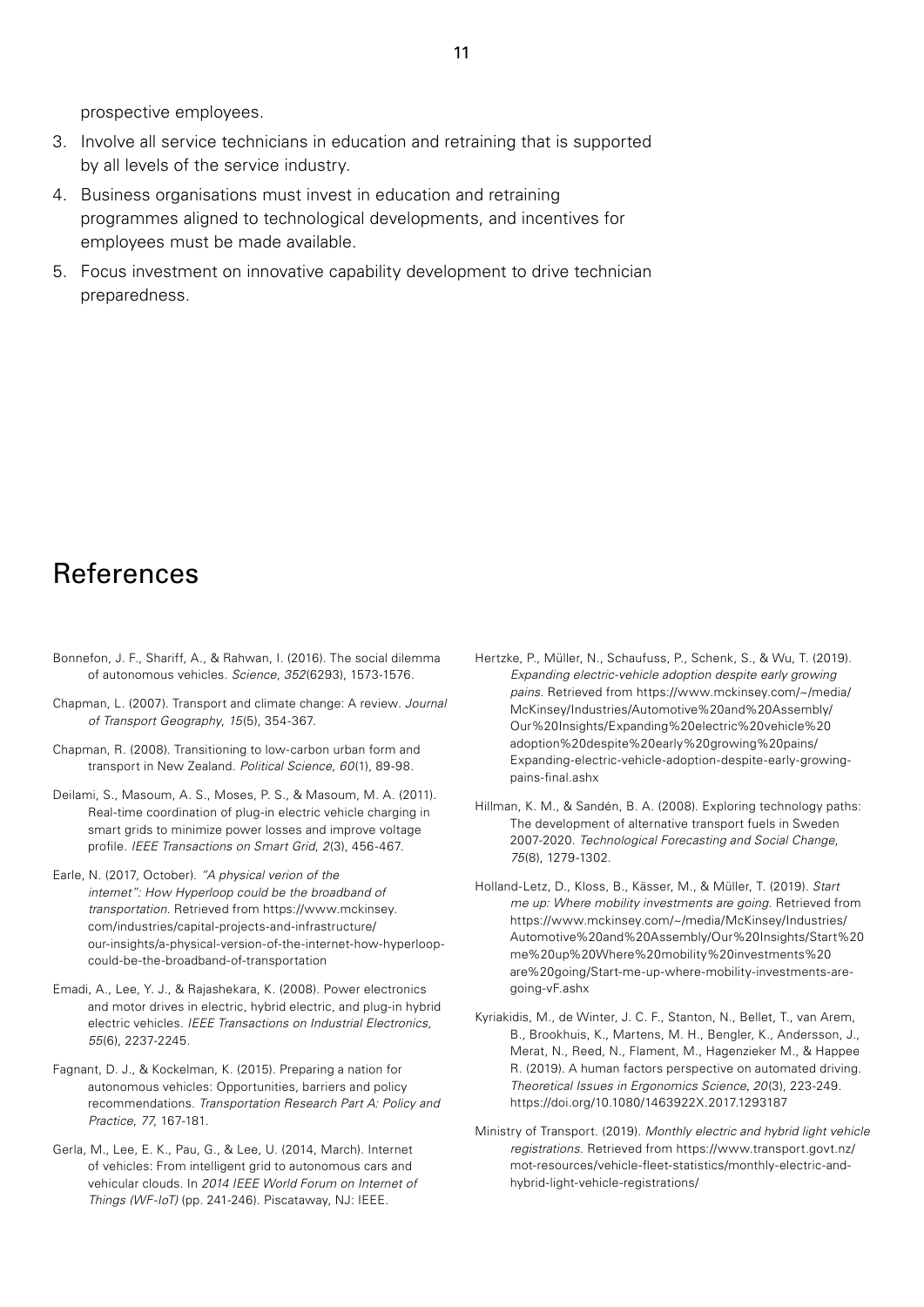prospective employees.

3. Involve all service technicians in education and retraining that is supported by all levels of the service industry.
4. Business organisations must invest in education and retraining programmes aligned to technological developments, and incentives for employees must be made available.
5. Focus investment on innovative capability development to drive technician preparedness.

# References

Bonnefon, J. F., Shariff, A., & Rahwan, I. (2016). The social dilemma of autonomous vehicles. *Science*, *352*(6293), 1573-1576.

Chapman, L. (2007). Transport and climate change: A review. *Journal of Transport Geography*, *15*(5), 354-367.

Chapman, R. (2008). Transitioning to low-carbon urban form and transport in New Zealand. *Political Science*, *60*(1), 89-98.

Deilami, S., Masoum, A. S., Moses, P. S., & Masoum, M. A. (2011). Real-time coordination of plug-in electric vehicle charging in smart grids to minimize power losses and improve voltage profile. *IEEE Transactions on Smart Grid*, *2*(3), 456-467.

Earle, N. (2017, October). *"A physical verion of the internet": How Hyperloop could be the broadband of transportation.* Retrieved from https://www.mckinsey.com/industries/capital-projects-and-infrastructure/our-insights/a-physical-version-of-the-internet-how-hyperloop-could-be-the-broadband-of-transportation

Emadi, A., Lee, Y. J., & Rajashekara, K. (2008). Power electronics and motor drives in electric, hybrid electric, and plug-in hybrid electric vehicles. *IEEE Transactions on Industrial Electronics, 55*(6), 2237-2245.

Fagnant, D. J., & Kockelman, K. (2015). Preparing a nation for autonomous vehicles: Opportunities, barriers and policy recommendations. *Transportation Research Part A: Policy and Practice*, *77*, 167-181.

Gerla, M., Lee, E. K., Pau, G., & Lee, U. (2014, March). Internet of vehicles: From intelligent grid to autonomous cars and vehicular clouds. In *2014 IEEE World Forum on Internet of Things (WF-IoT)* (pp. 241-246). Piscataway, NJ: IEEE.

Hertzke, P., Müller, N., Schaufuss, P., Schenk, S., & Wu, T. (2019). *Expanding electric-vehicle adoption despite early growing pains.* Retrieved from https://www.mckinsey.com/~/media/McKinsey/Industries/Automotive%20and%20Assembly/Our%20Insights/Expanding%20electric%20vehicle%20adoption%20despite%20early%20growing%20pains/Expanding-electric-vehicle-adoption-despite-early-growing-pains-final.ashx

Hillman, K. M., & Sandén, B. A. (2008). Exploring technology paths: The development of alternative transport fuels in Sweden 2007-2020. *Technological Forecasting and Social Change*, *75*(8), 1279-1302.

Holland-Letz, D., Kloss, B., Kässer, M., & Müller, T. (2019). *Start me up: Where mobility investments are going.* Retrieved from https://www.mckinsey.com/~/media/McKinsey/Industries/Automotive%20and%20Assembly/Our%20Insights/Start%20me%20up%20Where%20mobility%20investments%20are%20going/Start-me-up-where-mobility-investments-are-going-vF.ashx

Kyriakidis, M., de Winter, J. C. F., Stanton, N., Bellet, T., van Arem, B., Brookhuis, K., Martens, M. H., Bengler, K., Andersson, J., Merat, N., Reed, N., Flament, M., Hagenzieker M., & Happee R. (2019). A human factors perspective on automated driving. *Theoretical Issues in Ergonomics Science*, *20*(3), 223-249. https://doi.org/10.1080/1463922X.2017.1293187

Ministry of Transport. (2019). *Monthly electric and hybrid light vehicle registrations.* Retrieved from https://www.transport.govt.nz/mot-resources/vehicle-fleet-statistics/monthly-electric-and-hybrid-light-vehicle-registrations/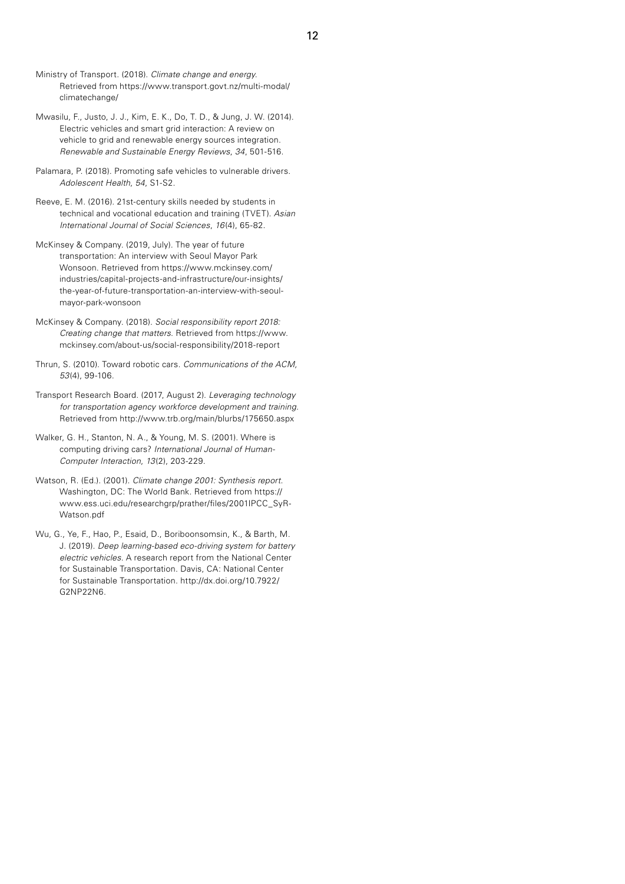Ministry of Transport. (2018). *Climate change and energy*. Retrieved from https://www.transport.govt.nz/multi-modal/climatechange/

Mwasilu, F., Justo, J. J., Kim, E. K., Do, T. D., & Jung, J. W. (2014). Electric vehicles and smart grid interaction: A review on vehicle to grid and renewable energy sources integration. *Renewable and Sustainable Energy Reviews*, *34*, 501-516.

Palamara, P. (2018). Promoting safe vehicles to vulnerable drivers. *Adolescent Health, 54*, S1-S2.

Reeve, E. M. (2016). 21st-century skills needed by students in technical and vocational education and training (TVET). *Asian International Journal of Social Sciences*, *16*(4), 65-82.

McKinsey & Company. (2019, July). The year of future transportation: An interview with Seoul Mayor Park Wonsoon. Retrieved from https://www.mckinsey.com/industries/capital-projects-and-infrastructure/our-insights/the-year-of-future-transportation-an-interview-with-seoul-mayor-park-wonsoon

McKinsey & Company. (2018). *Social responsibility report 2018: Creating change that matters*. Retrieved from https://www.mckinsey.com/about-us/social-responsibility/2018-report

Thrun, S. (2010). Toward robotic cars. *Communications of the ACM, 53*(4), 99-106.

Transport Research Board. (2017, August 2). *Leveraging technology for transportation agency workforce development and training*. Retrieved from http://www.trb.org/main/blurbs/175650.aspx

Walker, G. H., Stanton, N. A., & Young, M. S. (2001). Where is computing driving cars? *International Journal of Human-Computer Interaction*, *13*(2), 203-229.

Watson, R. (Ed.). (2001). *Climate change 2001: Synthesis report.* Washington, DC: The World Bank. Retrieved from https://www.ess.uci.edu/researchgrp/prather/files/2001IPCC_SyR-Watson.pdf

Wu, G., Ye, F., Hao, P., Esaid, D., Boriboonsomsin, K., & Barth, M. J. (2019). *Deep learning-based eco-driving system for battery electric vehicles*. A research report from the National Center for Sustainable Transportation. Davis, CA: National Center for Sustainable Transportation. http://dx.doi.org/10.7922/G2NP22N6.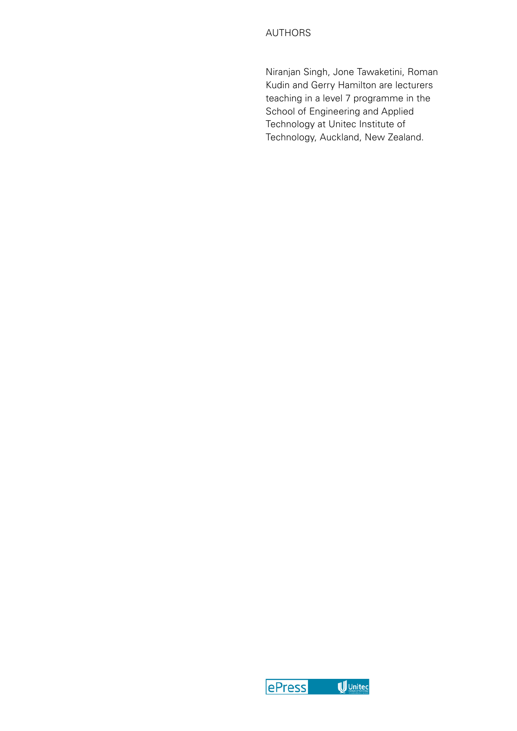## AUTHORS

Niranjan Singh, Jone Tawaketini, Roman Kudin and Gerry Hamilton are lecturers teaching in a level 7 programme in the School of Engineering and Applied Technology at Unitec Institute of Technology, Auckland, New Zealand.